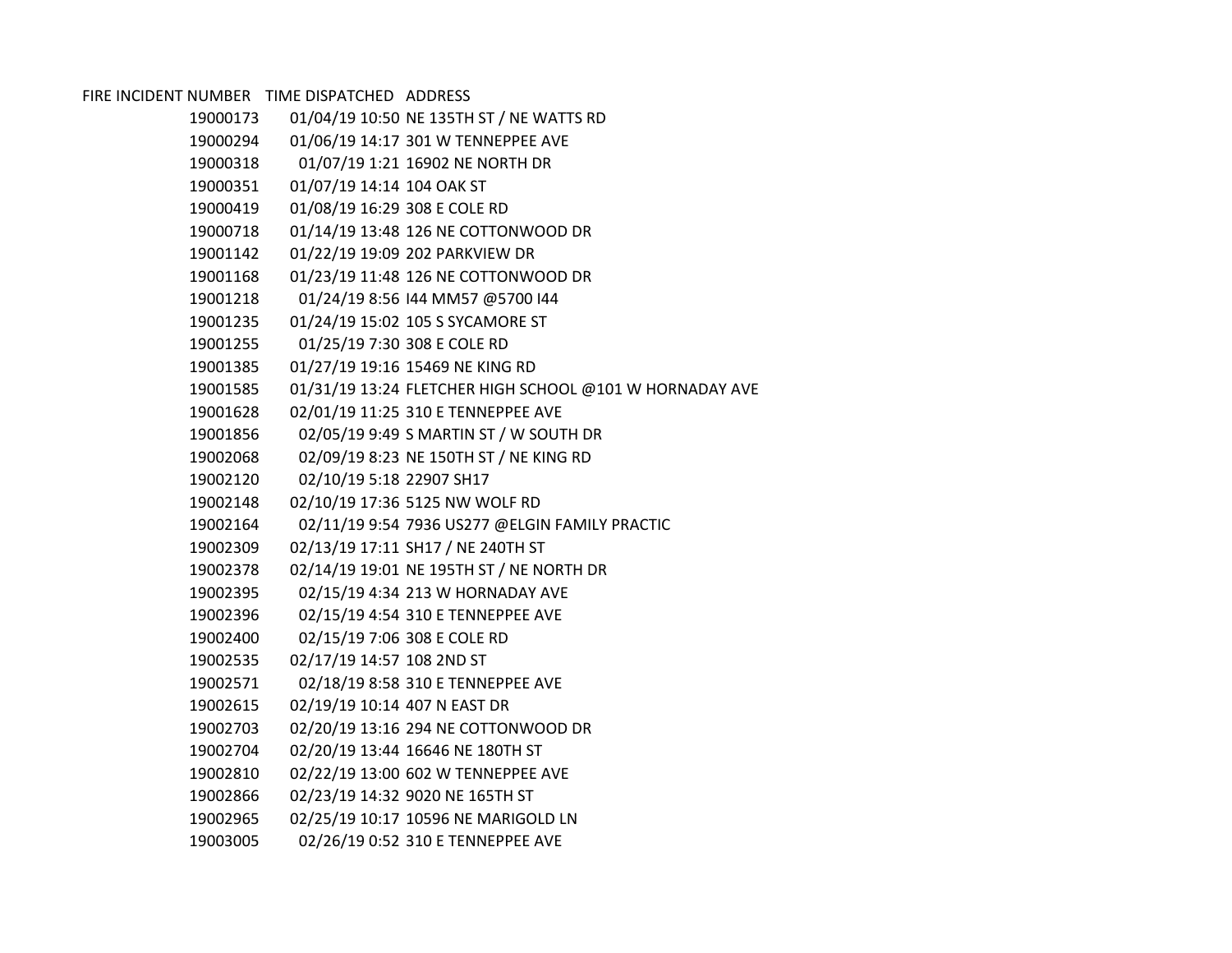| FIRE INCIDENT NUMBER | TIME DISPATCHED | ADDRESS |
|---|---|---|
| 19000173 | 01/04/19 10:50 | NE 135TH ST / NE WATTS RD |
| 19000294 | 01/06/19 14:17 | 301 W TENNEPPEE AVE |
| 19000318 | 01/07/19 1:21 | 16902 NE NORTH DR |
| 19000351 | 01/07/19 14:14 | 104 OAK ST |
| 19000419 | 01/08/19 16:29 | 308 E COLE RD |
| 19000718 | 01/14/19 13:48 | 126 NE COTTONWOOD DR |
| 19001142 | 01/22/19 19:09 | 202 PARKVIEW DR |
| 19001168 | 01/23/19 11:48 | 126 NE COTTONWOOD DR |
| 19001218 | 01/24/19 8:56 | I44 MM57 @5700 I44 |
| 19001235 | 01/24/19 15:02 | 105 S SYCAMORE ST |
| 19001255 | 01/25/19 7:30 | 308 E COLE RD |
| 19001385 | 01/27/19 19:16 | 15469 NE KING RD |
| 19001585 | 01/31/19 13:24 | FLETCHER HIGH SCHOOL @101 W HORNADAY AVE |
| 19001628 | 02/01/19 11:25 | 310 E TENNEPPEE AVE |
| 19001856 | 02/05/19 9:49 | S MARTIN ST / W SOUTH DR |
| 19002068 | 02/09/19 8:23 | NE 150TH ST / NE KING RD |
| 19002120 | 02/10/19 5:18 | 22907 SH17 |
| 19002148 | 02/10/19 17:36 | 5125 NW WOLF RD |
| 19002164 | 02/11/19 9:54 | 7936 US277 @ELGIN FAMILY PRACTIC |
| 19002309 | 02/13/19 17:11 | SH17 / NE 240TH ST |
| 19002378 | 02/14/19 19:01 | NE 195TH ST / NE NORTH DR |
| 19002395 | 02/15/19 4:34 | 213 W HORNADAY AVE |
| 19002396 | 02/15/19 4:54 | 310 E TENNEPPEE AVE |
| 19002400 | 02/15/19 7:06 | 308 E COLE RD |
| 19002535 | 02/17/19 14:57 | 108 2ND ST |
| 19002571 | 02/18/19 8:58 | 310 E TENNEPPEE AVE |
| 19002615 | 02/19/19 10:14 | 407 N EAST DR |
| 19002703 | 02/20/19 13:16 | 294 NE COTTONWOOD DR |
| 19002704 | 02/20/19 13:44 | 16646 NE 180TH ST |
| 19002810 | 02/22/19 13:00 | 602 W TENNEPPEE AVE |
| 19002866 | 02/23/19 14:32 | 9020 NE 165TH ST |
| 19002965 | 02/25/19 10:17 | 10596 NE MARIGOLD LN |
| 19003005 | 02/26/19 0:52 | 310 E TENNEPPEE AVE |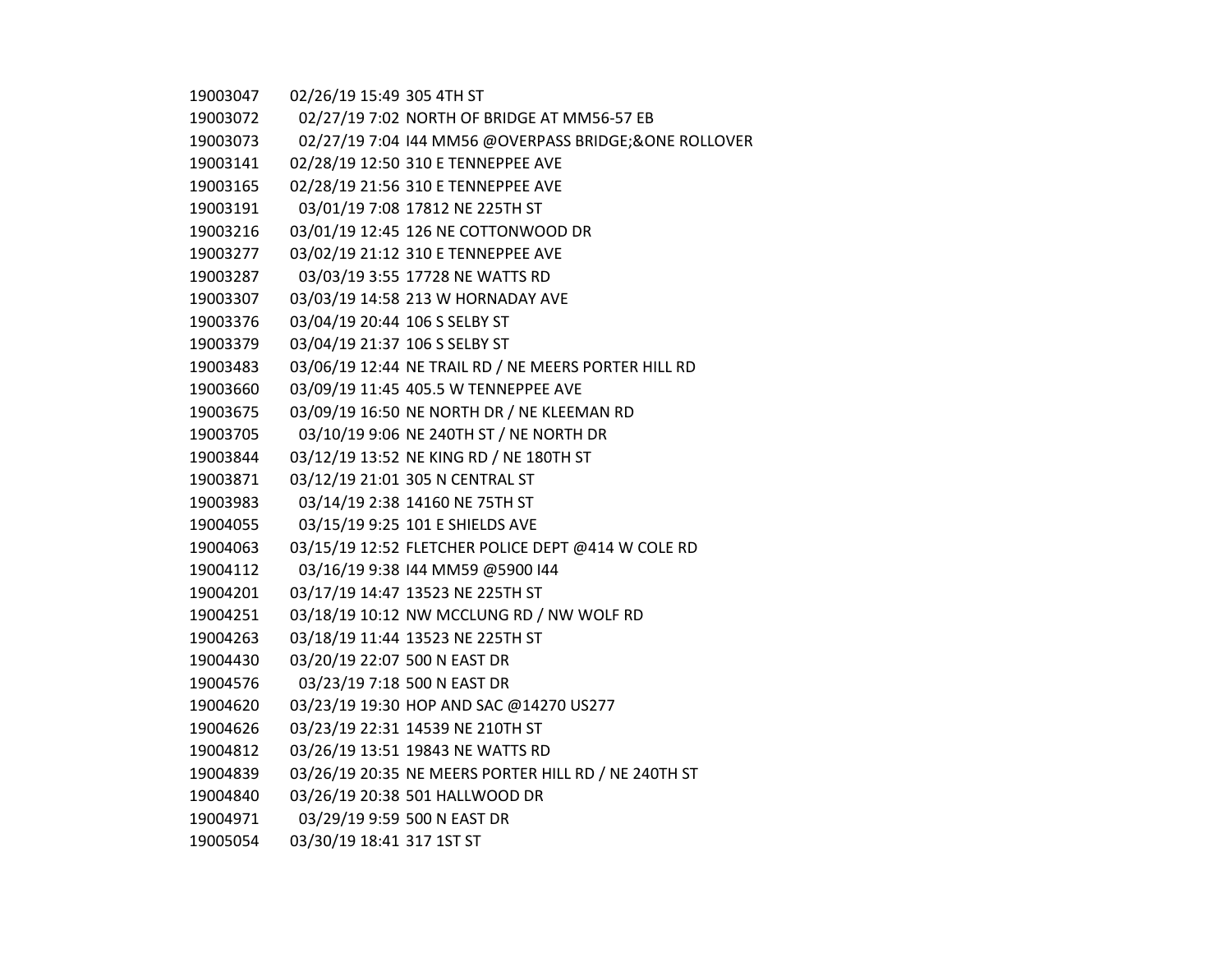| | | |
|---|---|---|
| 19003047 | 02/26/19 15:49 | 305 4TH ST |
| 19003072 | 02/27/19 7:02 | NORTH OF BRIDGE AT MM56-57 EB |
| 19003073 | 02/27/19 7:04 | I44 MM56 @OVERPASS BRIDGE;&ONE ROLLOVER |
| 19003141 | 02/28/19 12:50 | 310 E TENNEPPEE AVE |
| 19003165 | 02/28/19 21:56 | 310 E TENNEPPEE AVE |
| 19003191 | 03/01/19 7:08 | 17812 NE 225TH ST |
| 19003216 | 03/01/19 12:45 | 126 NE COTTONWOOD DR |
| 19003277 | 03/02/19 21:12 | 310 E TENNEPPEE AVE |
| 19003287 | 03/03/19 3:55 | 17728 NE WATTS RD |
| 19003307 | 03/03/19 14:58 | 213 W HORNADAY AVE |
| 19003376 | 03/04/19 20:44 | 106 S SELBY ST |
| 19003379 | 03/04/19 21:37 | 106 S SELBY ST |
| 19003483 | 03/06/19 12:44 | NE TRAIL RD / NE MEERS PORTER HILL RD |
| 19003660 | 03/09/19 11:45 | 405.5 W TENNEPPEE AVE |
| 19003675 | 03/09/19 16:50 | NE NORTH DR / NE KLEEMAN RD |
| 19003705 | 03/10/19 9:06 | NE 240TH ST / NE NORTH DR |
| 19003844 | 03/12/19 13:52 | NE KING RD / NE 180TH ST |
| 19003871 | 03/12/19 21:01 | 305 N CENTRAL ST |
| 19003983 | 03/14/19 2:38 | 14160 NE 75TH ST |
| 19004055 | 03/15/19 9:25 | 101 E SHIELDS AVE |
| 19004063 | 03/15/19 12:52 | FLETCHER POLICE DEPT @414 W COLE RD |
| 19004112 | 03/16/19 9:38 | I44 MM59 @5900 I44 |
| 19004201 | 03/17/19 14:47 | 13523 NE 225TH ST |
| 19004251 | 03/18/19 10:12 | NW MCCLUNG RD / NW WOLF RD |
| 19004263 | 03/18/19 11:44 | 13523 NE 225TH ST |
| 19004430 | 03/20/19 22:07 | 500 N EAST DR |
| 19004576 | 03/23/19 7:18 | 500 N EAST DR |
| 19004620 | 03/23/19 19:30 | HOP AND SAC @14270 US277 |
| 19004626 | 03/23/19 22:31 | 14539 NE 210TH ST |
| 19004812 | 03/26/19 13:51 | 19843 NE WATTS RD |
| 19004839 | 03/26/19 20:35 | NE MEERS PORTER HILL RD / NE 240TH ST |
| 19004840 | 03/26/19 20:38 | 501 HALLWOOD DR |
| 19004971 | 03/29/19 9:59 | 500 N EAST DR |
| 19005054 | 03/30/19 18:41 | 317 1ST ST |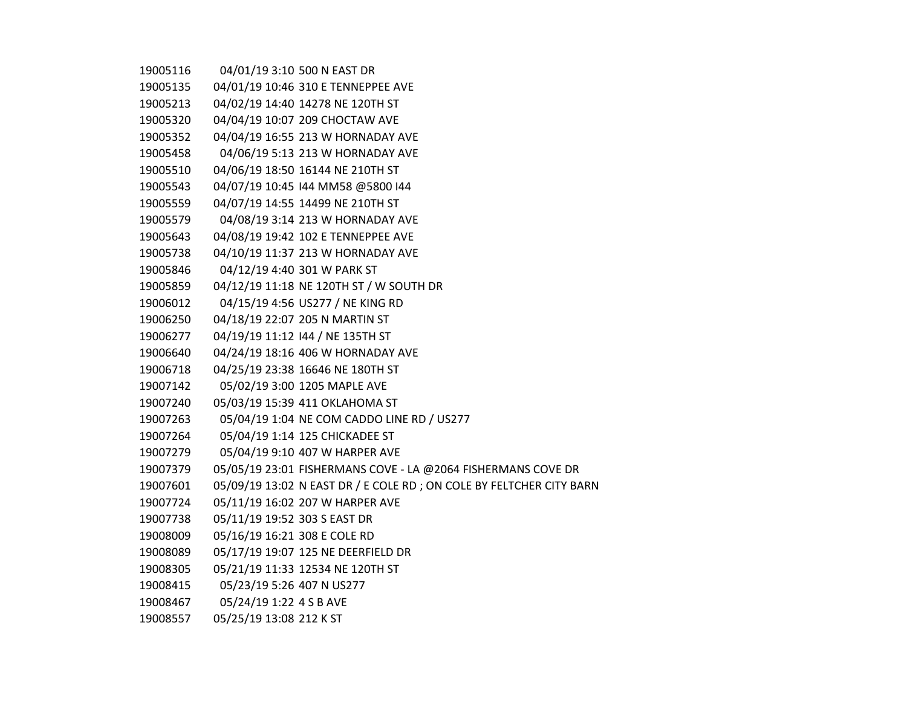| | | |
|---|---|---|
| 19005116 | 04/01/19 3:10 | 500 N EAST DR |
| 19005135 | 04/01/19 10:46 | 310 E TENNEPPEE AVE |
| 19005213 | 04/02/19 14:40 | 14278 NE 120TH ST |
| 19005320 | 04/04/19 10:07 | 209 CHOCTAW AVE |
| 19005352 | 04/04/19 16:55 | 213 W HORNADAY AVE |
| 19005458 | 04/06/19 5:13 | 213 W HORNADAY AVE |
| 19005510 | 04/06/19 18:50 | 16144 NE 210TH ST |
| 19005543 | 04/07/19 10:45 | I44 MM58 @5800 I44 |
| 19005559 | 04/07/19 14:55 | 14499 NE 210TH ST |
| 19005579 | 04/08/19 3:14 | 213 W HORNADAY AVE |
| 19005643 | 04/08/19 19:42 | 102 E TENNEPPEE AVE |
| 19005738 | 04/10/19 11:37 | 213 W HORNADAY AVE |
| 19005846 | 04/12/19 4:40 | 301 W PARK ST |
| 19005859 | 04/12/19 11:18 | NE 120TH ST / W SOUTH DR |
| 19006012 | 04/15/19 4:56 | US277 / NE KING RD |
| 19006250 | 04/18/19 22:07 | 205 N MARTIN ST |
| 19006277 | 04/19/19 11:12 | I44 / NE 135TH ST |
| 19006640 | 04/24/19 18:16 | 406 W HORNADAY AVE |
| 19006718 | 04/25/19 23:38 | 16646 NE 180TH ST |
| 19007142 | 05/02/19 3:00 | 1205 MAPLE AVE |
| 19007240 | 05/03/19 15:39 | 411 OKLAHOMA ST |
| 19007263 | 05/04/19 1:04 | NE COM CADDO LINE RD / US277 |
| 19007264 | 05/04/19 1:14 | 125 CHICKADEE ST |
| 19007279 | 05/04/19 9:10 | 407 W HARPER AVE |
| 19007379 | 05/05/19 23:01 | FISHERMANS COVE - LA @2064 FISHERMANS COVE DR |
| 19007601 | 05/09/19 13:02 | N EAST DR / E COLE RD ; ON COLE BY FELTCHER CITY BARN |
| 19007724 | 05/11/19 16:02 | 207 W HARPER AVE |
| 19007738 | 05/11/19 19:52 | 303 S EAST DR |
| 19008009 | 05/16/19 16:21 | 308 E COLE RD |
| 19008089 | 05/17/19 19:07 | 125 NE DEERFIELD DR |
| 19008305 | 05/21/19 11:33 | 12534 NE 120TH ST |
| 19008415 | 05/23/19 5:26 | 407 N US277 |
| 19008467 | 05/24/19 1:22 | 4 S B AVE |
| 19008557 | 05/25/19 13:08 | 212 K ST |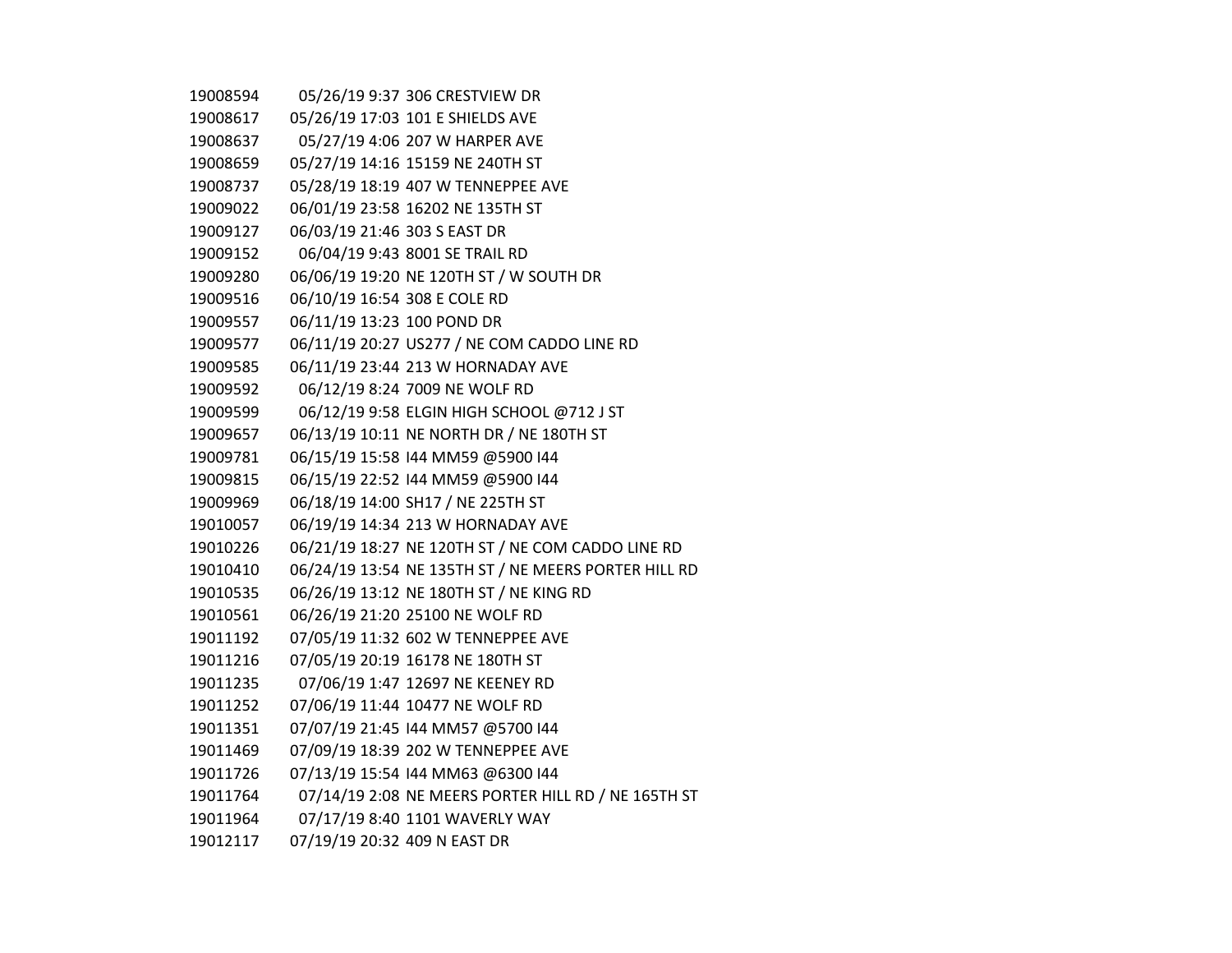| | | |
|---|---|---|
| 19008594 | 05/26/19 9:37 | 306 CRESTVIEW DR |
| 19008617 | 05/26/19 17:03 | 101 E SHIELDS AVE |
| 19008637 | 05/27/19 4:06 | 207 W HARPER AVE |
| 19008659 | 05/27/19 14:16 | 15159 NE 240TH ST |
| 19008737 | 05/28/19 18:19 | 407 W TENNEPPEE AVE |
| 19009022 | 06/01/19 23:58 | 16202 NE 135TH ST |
| 19009127 | 06/03/19 21:46 | 303 S EAST DR |
| 19009152 | 06/04/19 9:43 | 8001 SE TRAIL RD |
| 19009280 | 06/06/19 19:20 | NE 120TH ST / W SOUTH DR |
| 19009516 | 06/10/19 16:54 | 308 E COLE RD |
| 19009557 | 06/11/19 13:23 | 100 POND DR |
| 19009577 | 06/11/19 20:27 | US277 / NE COM CADDO LINE RD |
| 19009585 | 06/11/19 23:44 | 213 W HORNADAY AVE |
| 19009592 | 06/12/19 8:24 | 7009 NE WOLF RD |
| 19009599 | 06/12/19 9:58 | ELGIN HIGH SCHOOL @712 J ST |
| 19009657 | 06/13/19 10:11 | NE NORTH DR / NE 180TH ST |
| 19009781 | 06/15/19 15:58 | I44 MM59 @5900 I44 |
| 19009815 | 06/15/19 22:52 | I44 MM59 @5900 I44 |
| 19009969 | 06/18/19 14:00 | SH17 / NE 225TH ST |
| 19010057 | 06/19/19 14:34 | 213 W HORNADAY AVE |
| 19010226 | 06/21/19 18:27 | NE 120TH ST / NE COM CADDO LINE RD |
| 19010410 | 06/24/19 13:54 | NE 135TH ST / NE MEERS PORTER HILL RD |
| 19010535 | 06/26/19 13:12 | NE 180TH ST / NE KING RD |
| 19010561 | 06/26/19 21:20 | 25100 NE WOLF RD |
| 19011192 | 07/05/19 11:32 | 602 W TENNEPPEE AVE |
| 19011216 | 07/05/19 20:19 | 16178 NE 180TH ST |
| 19011235 | 07/06/19 1:47 | 12697 NE KEENEY RD |
| 19011252 | 07/06/19 11:44 | 10477 NE WOLF RD |
| 19011351 | 07/07/19 21:45 | I44 MM57 @5700 I44 |
| 19011469 | 07/09/19 18:39 | 202 W TENNEPPEE AVE |
| 19011726 | 07/13/19 15:54 | I44 MM63 @6300 I44 |
| 19011764 | 07/14/19 2:08 | NE MEERS PORTER HILL RD / NE 165TH ST |
| 19011964 | 07/17/19 8:40 | 1101 WAVERLY WAY |
| 19012117 | 07/19/19 20:32 | 409 N EAST DR |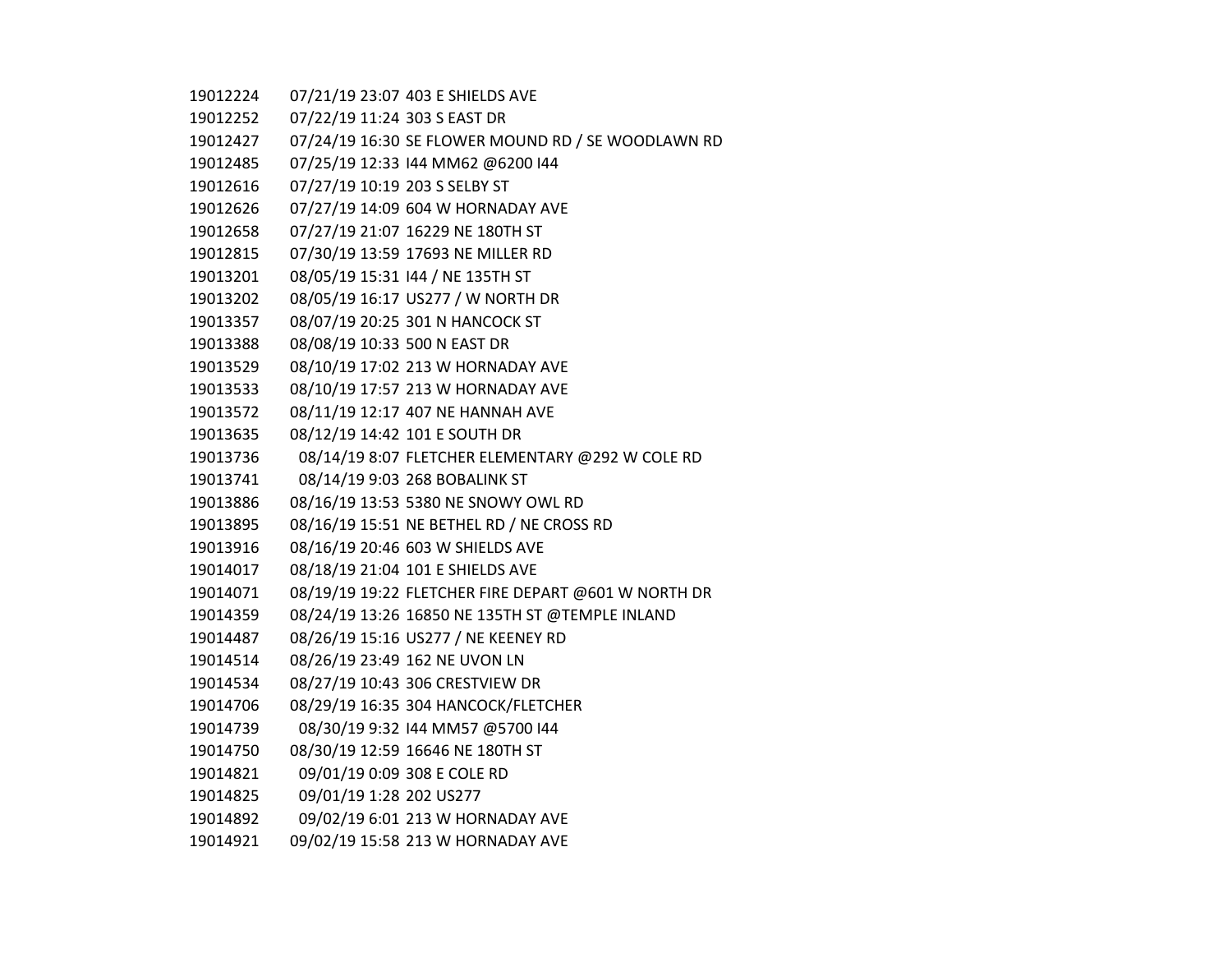| | | |
|---|---|---|
| 19012224 | 07/21/19 23:07 | 403 E SHIELDS AVE |
| 19012252 | 07/22/19 11:24 | 303 S EAST DR |
| 19012427 | 07/24/19 16:30 | SE FLOWER MOUND RD / SE WOODLAWN RD |
| 19012485 | 07/25/19 12:33 | I44 MM62 @6200 I44 |
| 19012616 | 07/27/19 10:19 | 203 S SELBY ST |
| 19012626 | 07/27/19 14:09 | 604 W HORNADAY AVE |
| 19012658 | 07/27/19 21:07 | 16229 NE 180TH ST |
| 19012815 | 07/30/19 13:59 | 17693 NE MILLER RD |
| 19013201 | 08/05/19 15:31 | I44 / NE 135TH ST |
| 19013202 | 08/05/19 16:17 | US277 / W NORTH DR |
| 19013357 | 08/07/19 20:25 | 301 N HANCOCK ST |
| 19013388 | 08/08/19 10:33 | 500 N EAST DR |
| 19013529 | 08/10/19 17:02 | 213 W HORNADAY AVE |
| 19013533 | 08/10/19 17:57 | 213 W HORNADAY AVE |
| 19013572 | 08/11/19 12:17 | 407 NE HANNAH AVE |
| 19013635 | 08/12/19 14:42 | 101 E SOUTH DR |
| 19013736 | 08/14/19 8:07 | FLETCHER ELEMENTARY @292 W COLE RD |
| 19013741 | 08/14/19 9:03 | 268 BOBALINK ST |
| 19013886 | 08/16/19 13:53 | 5380 NE SNOWY OWL RD |
| 19013895 | 08/16/19 15:51 | NE BETHEL RD / NE CROSS RD |
| 19013916 | 08/16/19 20:46 | 603 W SHIELDS AVE |
| 19014017 | 08/18/19 21:04 | 101 E SHIELDS AVE |
| 19014071 | 08/19/19 19:22 | FLETCHER FIRE DEPART @601 W NORTH DR |
| 19014359 | 08/24/19 13:26 | 16850 NE 135TH ST @TEMPLE INLAND |
| 19014487 | 08/26/19 15:16 | US277 / NE KEENEY RD |
| 19014514 | 08/26/19 23:49 | 162 NE UVON LN |
| 19014534 | 08/27/19 10:43 | 306 CRESTVIEW DR |
| 19014706 | 08/29/19 16:35 | 304 HANCOCK/FLETCHER |
| 19014739 | 08/30/19 9:32 | I44 MM57 @5700 I44 |
| 19014750 | 08/30/19 12:59 | 16646 NE 180TH ST |
| 19014821 | 09/01/19 0:09 | 308 E COLE RD |
| 19014825 | 09/01/19 1:28 | 202 US277 |
| 19014892 | 09/02/19 6:01 | 213 W HORNADAY AVE |
| 19014921 | 09/02/19 15:58 | 213 W HORNADAY AVE |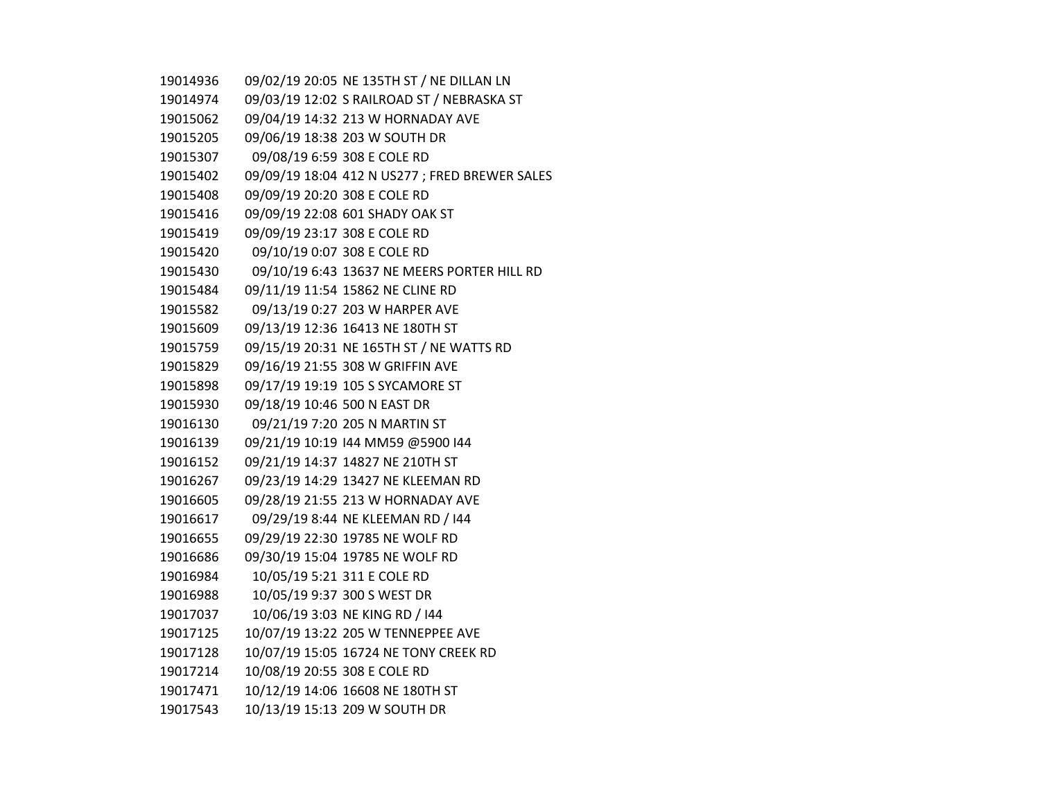| | | |
|---|---|---|
| 19014936 | 09/02/19 20:05 | NE 135TH ST / NE DILLAN LN |
| 19014974 | 09/03/19 12:02 | S RAILROAD ST / NEBRASKA ST |
| 19015062 | 09/04/19 14:32 | 213 W HORNADAY AVE |
| 19015205 | 09/06/19 18:38 | 203 W SOUTH DR |
| 19015307 | 09/08/19 6:59 | 308 E COLE RD |
| 19015402 | 09/09/19 18:04 | 412 N US277 ; FRED BREWER SALES |
| 19015408 | 09/09/19 20:20 | 308 E COLE RD |
| 19015416 | 09/09/19 22:08 | 601 SHADY OAK ST |
| 19015419 | 09/09/19 23:17 | 308 E COLE RD |
| 19015420 | 09/10/19 0:07 | 308 E COLE RD |
| 19015430 | 09/10/19 6:43 | 13637 NE MEERS PORTER HILL RD |
| 19015484 | 09/11/19 11:54 | 15862 NE CLINE RD |
| 19015582 | 09/13/19 0:27 | 203 W HARPER AVE |
| 19015609 | 09/13/19 12:36 | 16413 NE 180TH ST |
| 19015759 | 09/15/19 20:31 | NE 165TH ST / NE WATTS RD |
| 19015829 | 09/16/19 21:55 | 308 W GRIFFIN AVE |
| 19015898 | 09/17/19 19:19 | 105 S SYCAMORE ST |
| 19015930 | 09/18/19 10:46 | 500 N EAST DR |
| 19016130 | 09/21/19 7:20 | 205 N MARTIN ST |
| 19016139 | 09/21/19 10:19 | I44 MM59 @5900 I44 |
| 19016152 | 09/21/19 14:37 | 14827 NE 210TH ST |
| 19016267 | 09/23/19 14:29 | 13427 NE KLEEMAN RD |
| 19016605 | 09/28/19 21:55 | 213 W HORNADAY AVE |
| 19016617 | 09/29/19 8:44 | NE KLEEMAN RD / I44 |
| 19016655 | 09/29/19 22:30 | 19785 NE WOLF RD |
| 19016686 | 09/30/19 15:04 | 19785 NE WOLF RD |
| 19016984 | 10/05/19 5:21 | 311 E COLE RD |
| 19016988 | 10/05/19 9:37 | 300 S WEST DR |
| 19017037 | 10/06/19 3:03 | NE KING RD / I44 |
| 19017125 | 10/07/19 13:22 | 205 W TENNEPPEE AVE |
| 19017128 | 10/07/19 15:05 | 16724 NE TONY CREEK RD |
| 19017214 | 10/08/19 20:55 | 308 E COLE RD |
| 19017471 | 10/12/19 14:06 | 16608 NE 180TH ST |
| 19017543 | 10/13/19 15:13 | 209 W SOUTH DR |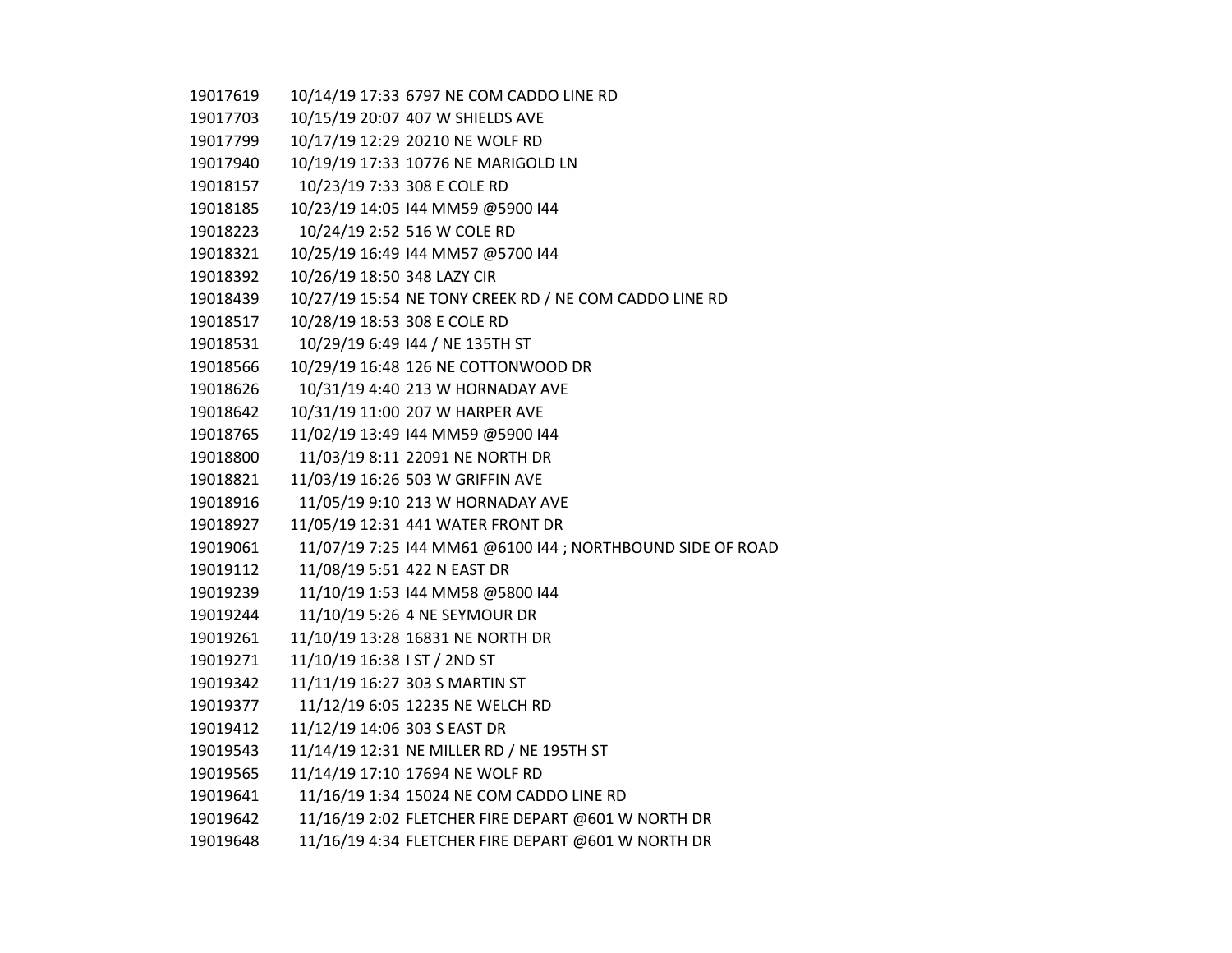| | | |
|---|---|---|
| 19017619 | 10/14/19 17:33 | 6797 NE COM CADDO LINE RD |
| 19017703 | 10/15/19 20:07 | 407 W SHIELDS AVE |
| 19017799 | 10/17/19 12:29 | 20210 NE WOLF RD |
| 19017940 | 10/19/19 17:33 | 10776 NE MARIGOLD LN |
| 19018157 | 10/23/19 7:33 | 308 E COLE RD |
| 19018185 | 10/23/19 14:05 | I44 MM59 @5900 I44 |
| 19018223 | 10/24/19 2:52 | 516 W COLE RD |
| 19018321 | 10/25/19 16:49 | I44 MM57 @5700 I44 |
| 19018392 | 10/26/19 18:50 | 348 LAZY CIR |
| 19018439 | 10/27/19 15:54 | NE TONY CREEK RD / NE COM CADDO LINE RD |
| 19018517 | 10/28/19 18:53 | 308 E COLE RD |
| 19018531 | 10/29/19 6:49 | I44 / NE 135TH ST |
| 19018566 | 10/29/19 16:48 | 126 NE COTTONWOOD DR |
| 19018626 | 10/31/19 4:40 | 213 W HORNADAY AVE |
| 19018642 | 10/31/19 11:00 | 207 W HARPER AVE |
| 19018765 | 11/02/19 13:49 | I44 MM59 @5900 I44 |
| 19018800 | 11/03/19 8:11 | 22091 NE NORTH DR |
| 19018821 | 11/03/19 16:26 | 503 W GRIFFIN AVE |
| 19018916 | 11/05/19 9:10 | 213 W HORNADAY AVE |
| 19018927 | 11/05/19 12:31 | 441 WATER FRONT DR |
| 19019061 | 11/07/19 7:25 | I44 MM61 @6100 I44 ; NORTHBOUND SIDE OF ROAD |
| 19019112 | 11/08/19 5:51 | 422 N EAST DR |
| 19019239 | 11/10/19 1:53 | I44 MM58 @5800 I44 |
| 19019244 | 11/10/19 5:26 | 4 NE SEYMOUR DR |
| 19019261 | 11/10/19 13:28 | 16831 NE NORTH DR |
| 19019271 | 11/10/19 16:38 | I ST / 2ND ST |
| 19019342 | 11/11/19 16:27 | 303 S MARTIN ST |
| 19019377 | 11/12/19 6:05 | 12235 NE WELCH RD |
| 19019412 | 11/12/19 14:06 | 303 S EAST DR |
| 19019543 | 11/14/19 12:31 | NE MILLER RD / NE 195TH ST |
| 19019565 | 11/14/19 17:10 | 17694 NE WOLF RD |
| 19019641 | 11/16/19 1:34 | 15024 NE COM CADDO LINE RD |
| 19019642 | 11/16/19 2:02 | FLETCHER FIRE DEPART @601 W NORTH DR |
| 19019648 | 11/16/19 4:34 | FLETCHER FIRE DEPART @601 W NORTH DR |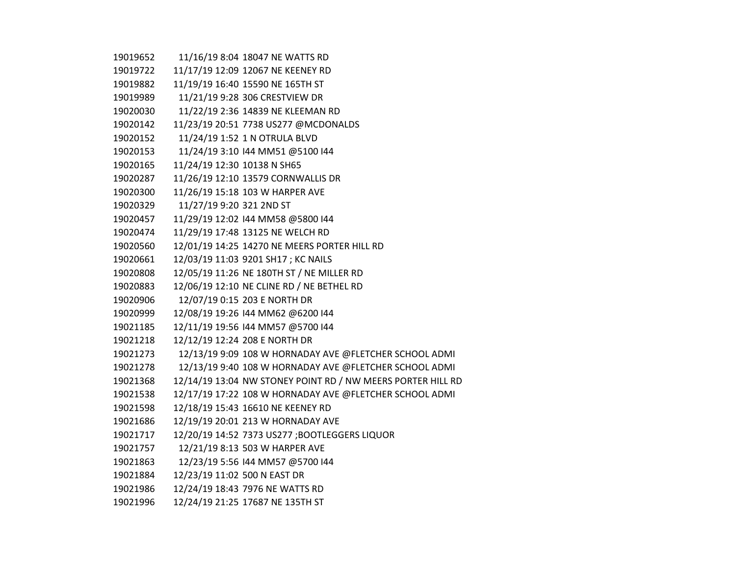| | | |
|---|---|---|
| 19019652 | 11/16/19 8:04 | 18047 NE WATTS RD |
| 19019722 | 11/17/19 12:09 | 12067 NE KEENEY RD |
| 19019882 | 11/19/19 16:40 | 15590 NE 165TH ST |
| 19019989 | 11/21/19 9:28 | 306 CRESTVIEW DR |
| 19020030 | 11/22/19 2:36 | 14839 NE KLEEMAN RD |
| 19020142 | 11/23/19 20:51 | 7738 US277 @MCDONALDS |
| 19020152 | 11/24/19 1:52 | 1 N OTRULA BLVD |
| 19020153 | 11/24/19 3:10 | I44 MM51 @5100 I44 |
| 19020165 | 11/24/19 12:30 | 10138 N SH65 |
| 19020287 | 11/26/19 12:10 | 13579 CORNWALLIS DR |
| 19020300 | 11/26/19 15:18 | 103 W HARPER AVE |
| 19020329 | 11/27/19 9:20 | 321 2ND ST |
| 19020457 | 11/29/19 12:02 | I44 MM58 @5800 I44 |
| 19020474 | 11/29/19 17:48 | 13125 NE WELCH RD |
| 19020560 | 12/01/19 14:25 | 14270 NE MEERS PORTER HILL RD |
| 19020661 | 12/03/19 11:03 | 9201 SH17 ; KC NAILS |
| 19020808 | 12/05/19 11:26 | NE 180TH ST / NE MILLER RD |
| 19020883 | 12/06/19 12:10 | NE CLINE RD / NE BETHEL RD |
| 19020906 | 12/07/19 0:15 | 203 E NORTH DR |
| 19020999 | 12/08/19 19:26 | I44 MM62 @6200 I44 |
| 19021185 | 12/11/19 19:56 | I44 MM57 @5700 I44 |
| 19021218 | 12/12/19 12:24 | 208 E NORTH DR |
| 19021273 | 12/13/19 9:09 | 108 W HORNADAY AVE @FLETCHER SCHOOL ADMI |
| 19021278 | 12/13/19 9:40 | 108 W HORNADAY AVE @FLETCHER SCHOOL ADMI |
| 19021368 | 12/14/19 13:04 | NW STONEY POINT RD / NW MEERS PORTER HILL RD |
| 19021538 | 12/17/19 17:22 | 108 W HORNADAY AVE @FLETCHER SCHOOL ADMI |
| 19021598 | 12/18/19 15:43 | 16610 NE KEENEY RD |
| 19021686 | 12/19/19 20:01 | 213 W HORNADAY AVE |
| 19021717 | 12/20/19 14:52 | 7373 US277 ;BOOTLEGGERS LIQUOR |
| 19021757 | 12/21/19 8:13 | 503 W HARPER AVE |
| 19021863 | 12/23/19 5:56 | I44 MM57 @5700 I44 |
| 19021884 | 12/23/19 11:02 | 500 N EAST DR |
| 19021986 | 12/24/19 18:43 | 7976 NE WATTS RD |
| 19021996 | 12/24/19 21:25 | 17687 NE 135TH ST |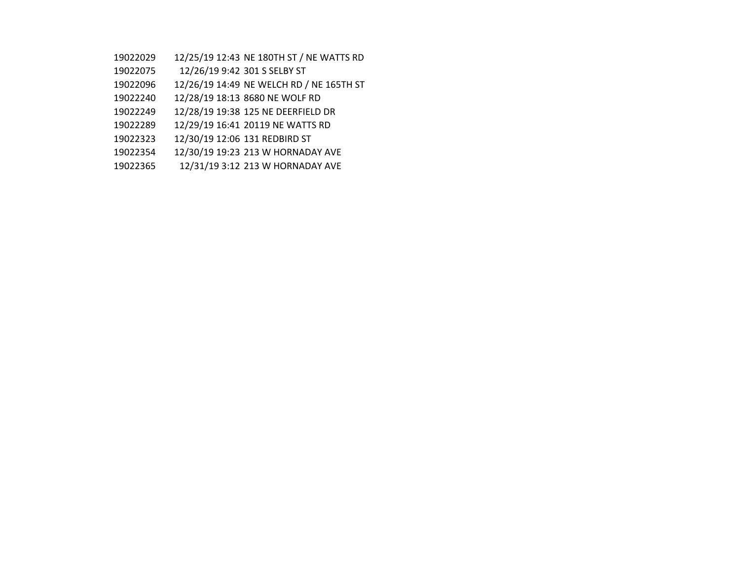| | | |
|---|---|---|
| 19022029 | 12/25/19 12:43 | NE 180TH ST / NE WATTS RD |
| 19022075 | 12/26/19 9:42 | 301 S SELBY ST |
| 19022096 | 12/26/19 14:49 | NE WELCH RD / NE 165TH ST |
| 19022240 | 12/28/19 18:13 | 8680 NE WOLF RD |
| 19022249 | 12/28/19 19:38 | 125 NE DEERFIELD DR |
| 19022289 | 12/29/19 16:41 | 20119 NE WATTS RD |
| 19022323 | 12/30/19 12:06 | 131 REDBIRD ST |
| 19022354 | 12/30/19 19:23 | 213 W HORNADAY AVE |
| 19022365 | 12/31/19 3:12 | 213 W HORNADAY AVE |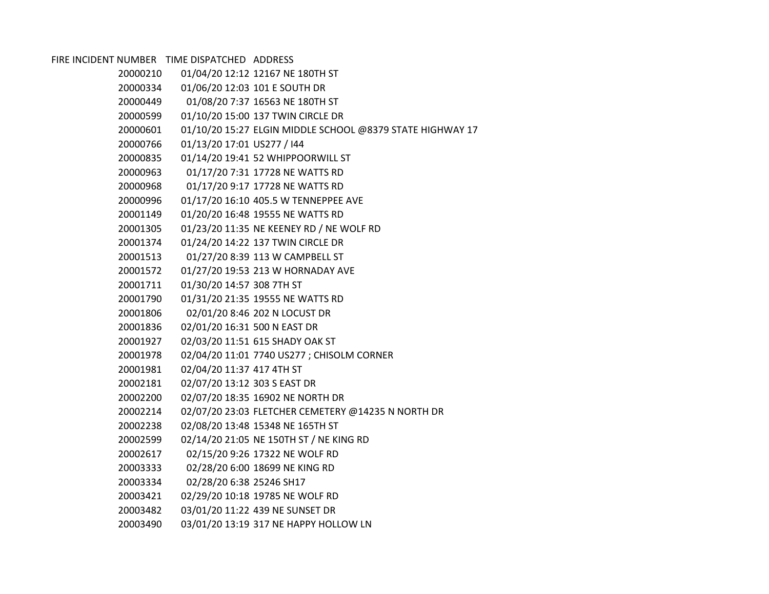| FIRE INCIDENT NUMBER | TIME DISPATCHED | ADDRESS |
|---|---|---|
| 20000210 | 01/04/20 12:12 | 12167 NE 180TH ST |
| 20000334 | 01/06/20 12:03 | 101 E SOUTH DR |
| 20000449 | 01/08/20 7:37 | 16563 NE 180TH ST |
| 20000599 | 01/10/20 15:00 | 137 TWIN CIRCLE DR |
| 20000601 | 01/10/20 15:27 | ELGIN MIDDLE SCHOOL @8379 STATE HIGHWAY 17 |
| 20000766 | 01/13/20 17:01 | US277 / I44 |
| 20000835 | 01/14/20 19:41 | 52 WHIPPOORWILL ST |
| 20000963 | 01/17/20 7:31 | 17728 NE WATTS RD |
| 20000968 | 01/17/20 9:17 | 17728 NE WATTS RD |
| 20000996 | 01/17/20 16:10 | 405.5 W TENNEPPEE AVE |
| 20001149 | 01/20/20 16:48 | 19555 NE WATTS RD |
| 20001305 | 01/23/20 11:35 | NE KEENEY RD / NE WOLF RD |
| 20001374 | 01/24/20 14:22 | 137 TWIN CIRCLE DR |
| 20001513 | 01/27/20 8:39 | 113 W CAMPBELL ST |
| 20001572 | 01/27/20 19:53 | 213 W HORNADAY AVE |
| 20001711 | 01/30/20 14:57 | 308 7TH ST |
| 20001790 | 01/31/20 21:35 | 19555 NE WATTS RD |
| 20001806 | 02/01/20 8:46 | 202 N LOCUST DR |
| 20001836 | 02/01/20 16:31 | 500 N EAST DR |
| 20001927 | 02/03/20 11:51 | 615 SHADY OAK ST |
| 20001978 | 02/04/20 11:01 | 7740 US277 ; CHISOLM CORNER |
| 20001981 | 02/04/20 11:37 | 417 4TH ST |
| 20002181 | 02/07/20 13:12 | 303 S EAST DR |
| 20002200 | 02/07/20 18:35 | 16902 NE NORTH DR |
| 20002214 | 02/07/20 23:03 | FLETCHER CEMETERY @14235 N NORTH DR |
| 20002238 | 02/08/20 13:48 | 15348 NE 165TH ST |
| 20002599 | 02/14/20 21:05 | NE 150TH ST / NE KING RD |
| 20002617 | 02/15/20 9:26 | 17322 NE WOLF RD |
| 20003333 | 02/28/20 6:00 | 18699 NE KING RD |
| 20003334 | 02/28/20 6:38 | 25246 SH17 |
| 20003421 | 02/29/20 10:18 | 19785 NE WOLF RD |
| 20003482 | 03/01/20 11:22 | 439 NE SUNSET DR |
| 20003490 | 03/01/20 13:19 | 317 NE HAPPY HOLLOW LN |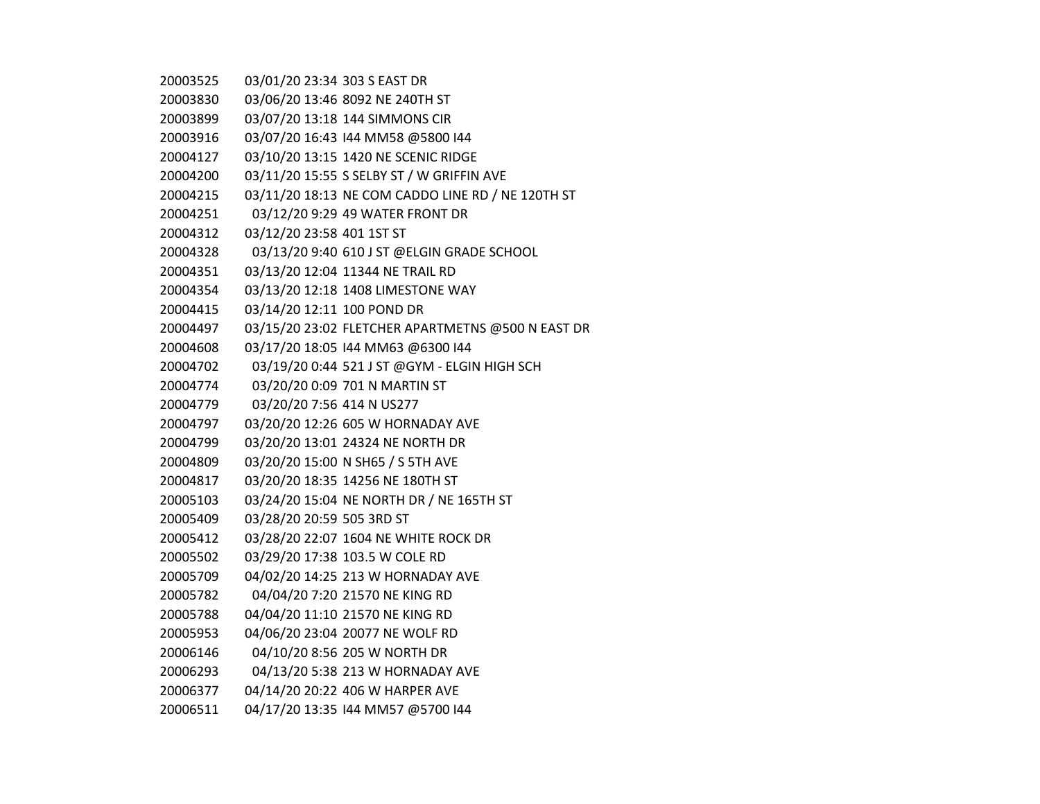| | | |
|---|---|---|
| 20003525 | 03/01/20 23:34 | 303 S EAST DR |
| 20003830 | 03/06/20 13:46 | 8092 NE 240TH ST |
| 20003899 | 03/07/20 13:18 | 144 SIMMONS CIR |
| 20003916 | 03/07/20 16:43 | I44 MM58 @5800 I44 |
| 20004127 | 03/10/20 13:15 | 1420 NE SCENIC RIDGE |
| 20004200 | 03/11/20 15:55 | S SELBY ST / W GRIFFIN AVE |
| 20004215 | 03/11/20 18:13 | NE COM CADDO LINE RD / NE 120TH ST |
| 20004251 | 03/12/20 9:29 | 49 WATER FRONT DR |
| 20004312 | 03/12/20 23:58 | 401 1ST ST |
| 20004328 | 03/13/20 9:40 | 610 J ST @ELGIN GRADE SCHOOL |
| 20004351 | 03/13/20 12:04 | 11344 NE TRAIL RD |
| 20004354 | 03/13/20 12:18 | 1408 LIMESTONE WAY |
| 20004415 | 03/14/20 12:11 | 100 POND DR |
| 20004497 | 03/15/20 23:02 | FLETCHER APARTMETNS @500 N EAST DR |
| 20004608 | 03/17/20 18:05 | I44 MM63 @6300 I44 |
| 20004702 | 03/19/20 0:44 | 521 J ST @GYM - ELGIN HIGH SCH |
| 20004774 | 03/20/20 0:09 | 701 N MARTIN ST |
| 20004779 | 03/20/20 7:56 | 414 N US277 |
| 20004797 | 03/20/20 12:26 | 605 W HORNADAY AVE |
| 20004799 | 03/20/20 13:01 | 24324 NE NORTH DR |
| 20004809 | 03/20/20 15:00 | N SH65 / S 5TH AVE |
| 20004817 | 03/20/20 18:35 | 14256 NE 180TH ST |
| 20005103 | 03/24/20 15:04 | NE NORTH DR / NE 165TH ST |
| 20005409 | 03/28/20 20:59 | 505 3RD ST |
| 20005412 | 03/28/20 22:07 | 1604 NE WHITE ROCK DR |
| 20005502 | 03/29/20 17:38 | 103.5 W COLE RD |
| 20005709 | 04/02/20 14:25 | 213 W HORNADAY AVE |
| 20005782 | 04/04/20 7:20 | 21570 NE KING RD |
| 20005788 | 04/04/20 11:10 | 21570 NE KING RD |
| 20005953 | 04/06/20 23:04 | 20077 NE WOLF RD |
| 20006146 | 04/10/20 8:56 | 205 W NORTH DR |
| 20006293 | 04/13/20 5:38 | 213 W HORNADAY AVE |
| 20006377 | 04/14/20 20:22 | 406 W HARPER AVE |
| 20006511 | 04/17/20 13:35 | I44 MM57 @5700 I44 |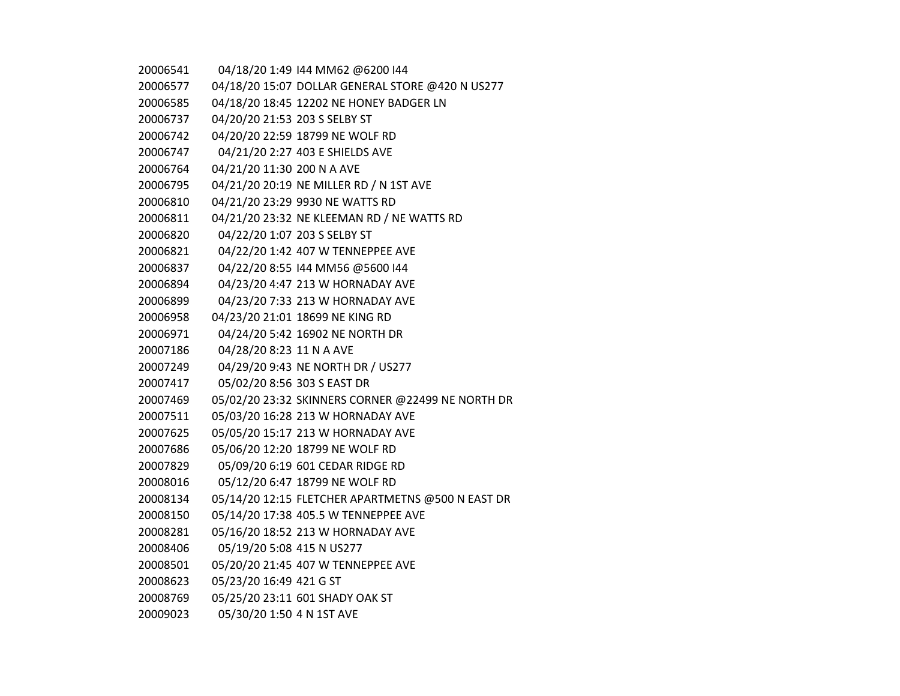| | | |
|---|---|---|
| 20006541 | 04/18/20 1:49 | I44 MM62 @6200 I44 |
| 20006577 | 04/18/20 15:07 | DOLLAR GENERAL STORE @420 N US277 |
| 20006585 | 04/18/20 18:45 | 12202 NE HONEY BADGER LN |
| 20006737 | 04/20/20 21:53 | 203 S SELBY ST |
| 20006742 | 04/20/20 22:59 | 18799 NE WOLF RD |
| 20006747 | 04/21/20 2:27 | 403 E SHIELDS AVE |
| 20006764 | 04/21/20 11:30 | 200 N A AVE |
| 20006795 | 04/21/20 20:19 | NE MILLER RD / N 1ST AVE |
| 20006810 | 04/21/20 23:29 | 9930 NE WATTS RD |
| 20006811 | 04/21/20 23:32 | NE KLEEMAN RD / NE WATTS RD |
| 20006820 | 04/22/20 1:07 | 203 S SELBY ST |
| 20006821 | 04/22/20 1:42 | 407 W TENNEPPEE AVE |
| 20006837 | 04/22/20 8:55 | I44 MM56 @5600 I44 |
| 20006894 | 04/23/20 4:47 | 213 W HORNADAY AVE |
| 20006899 | 04/23/20 7:33 | 213 W HORNADAY AVE |
| 20006958 | 04/23/20 21:01 | 18699 NE KING RD |
| 20006971 | 04/24/20 5:42 | 16902 NE NORTH DR |
| 20007186 | 04/28/20 8:23 | 11 N A AVE |
| 20007249 | 04/29/20 9:43 | NE NORTH DR / US277 |
| 20007417 | 05/02/20 8:56 | 303 S EAST DR |
| 20007469 | 05/02/20 23:32 | SKINNERS CORNER @22499 NE NORTH DR |
| 20007511 | 05/03/20 16:28 | 213 W HORNADAY AVE |
| 20007625 | 05/05/20 15:17 | 213 W HORNADAY AVE |
| 20007686 | 05/06/20 12:20 | 18799 NE WOLF RD |
| 20007829 | 05/09/20 6:19 | 601 CEDAR RIDGE RD |
| 20008016 | 05/12/20 6:47 | 18799 NE WOLF RD |
| 20008134 | 05/14/20 12:15 | FLETCHER APARTMETNS @500 N EAST DR |
| 20008150 | 05/14/20 17:38 | 405.5 W TENNEPPEE AVE |
| 20008281 | 05/16/20 18:52 | 213 W HORNADAY AVE |
| 20008406 | 05/19/20 5:08 | 415 N US277 |
| 20008501 | 05/20/20 21:45 | 407 W TENNEPPEE AVE |
| 20008623 | 05/23/20 16:49 | 421 G ST |
| 20008769 | 05/25/20 23:11 | 601 SHADY OAK ST |
| 20009023 | 05/30/20 1:50 | 4 N 1ST AVE |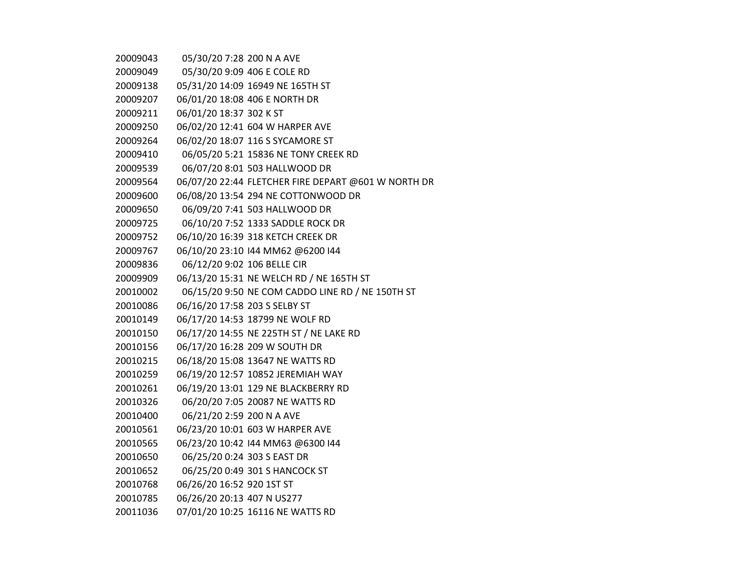| | | |
|---|---|---|
| 20009043 | 05/30/20 7:28 | 200 N A AVE |
| 20009049 | 05/30/20 9:09 | 406 E COLE RD |
| 20009138 | 05/31/20 14:09 | 16949 NE 165TH ST |
| 20009207 | 06/01/20 18:08 | 406 E NORTH DR |
| 20009211 | 06/01/20 18:37 | 302 K ST |
| 20009250 | 06/02/20 12:41 | 604 W HARPER AVE |
| 20009264 | 06/02/20 18:07 | 116 S SYCAMORE ST |
| 20009410 | 06/05/20 5:21 | 15836 NE TONY CREEK RD |
| 20009539 | 06/07/20 8:01 | 503 HALLWOOD DR |
| 20009564 | 06/07/20 22:44 | FLETCHER FIRE DEPART @601 W NORTH DR |
| 20009600 | 06/08/20 13:54 | 294 NE COTTONWOOD DR |
| 20009650 | 06/09/20 7:41 | 503 HALLWOOD DR |
| 20009725 | 06/10/20 7:52 | 1333 SADDLE ROCK DR |
| 20009752 | 06/10/20 16:39 | 318 KETCH CREEK DR |
| 20009767 | 06/10/20 23:10 | I44 MM62 @6200 I44 |
| 20009836 | 06/12/20 9:02 | 106 BELLE CIR |
| 20009909 | 06/13/20 15:31 | NE WELCH RD / NE 165TH ST |
| 20010002 | 06/15/20 9:50 | NE COM CADDO LINE RD / NE 150TH ST |
| 20010086 | 06/16/20 17:58 | 203 S SELBY ST |
| 20010149 | 06/17/20 14:53 | 18799 NE WOLF RD |
| 20010150 | 06/17/20 14:55 | NE 225TH ST / NE LAKE RD |
| 20010156 | 06/17/20 16:28 | 209 W SOUTH DR |
| 20010215 | 06/18/20 15:08 | 13647 NE WATTS RD |
| 20010259 | 06/19/20 12:57 | 10852 JEREMIAH WAY |
| 20010261 | 06/19/20 13:01 | 129 NE BLACKBERRY RD |
| 20010326 | 06/20/20 7:05 | 20087 NE WATTS RD |
| 20010400 | 06/21/20 2:59 | 200 N A AVE |
| 20010561 | 06/23/20 10:01 | 603 W HARPER AVE |
| 20010565 | 06/23/20 10:42 | I44 MM63 @6300 I44 |
| 20010650 | 06/25/20 0:24 | 303 S EAST DR |
| 20010652 | 06/25/20 0:49 | 301 S HANCOCK ST |
| 20010768 | 06/26/20 16:52 | 920 1ST ST |
| 20010785 | 06/26/20 20:13 | 407 N US277 |
| 20011036 | 07/01/20 10:25 | 16116 NE WATTS RD |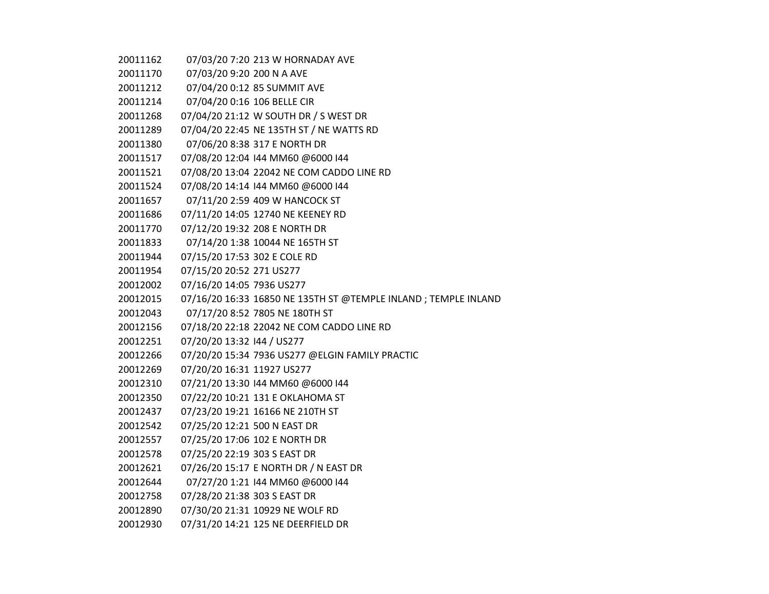| | | |
|---|---|---|
| 20011162 | 07/03/20 7:20 | 213 W HORNADAY AVE |
| 20011170 | 07/03/20 9:20 | 200 N A AVE |
| 20011212 | 07/04/20 0:12 | 85 SUMMIT AVE |
| 20011214 | 07/04/20 0:16 | 106 BELLE CIR |
| 20011268 | 07/04/20 21:12 | W SOUTH DR / S WEST DR |
| 20011289 | 07/04/20 22:45 | NE 135TH ST / NE WATTS RD |
| 20011380 | 07/06/20 8:38 | 317 E NORTH DR |
| 20011517 | 07/08/20 12:04 | I44 MM60 @6000 I44 |
| 20011521 | 07/08/20 13:04 | 22042 NE COM CADDO LINE RD |
| 20011524 | 07/08/20 14:14 | I44 MM60 @6000 I44 |
| 20011657 | 07/11/20 2:59 | 409 W HANCOCK ST |
| 20011686 | 07/11/20 14:05 | 12740 NE KEENEY RD |
| 20011770 | 07/12/20 19:32 | 208 E NORTH DR |
| 20011833 | 07/14/20 1:38 | 10044 NE 165TH ST |
| 20011944 | 07/15/20 17:53 | 302 E COLE RD |
| 20011954 | 07/15/20 20:52 | 271 US277 |
| 20012002 | 07/16/20 14:05 | 7936 US277 |
| 20012015 | 07/16/20 16:33 | 16850 NE 135TH ST @TEMPLE INLAND ; TEMPLE INLAND |
| 20012043 | 07/17/20 8:52 | 7805 NE 180TH ST |
| 20012156 | 07/18/20 22:18 | 22042 NE COM CADDO LINE RD |
| 20012251 | 07/20/20 13:32 | I44 / US277 |
| 20012266 | 07/20/20 15:34 | 7936 US277 @ELGIN FAMILY PRACTIC |
| 20012269 | 07/20/20 16:31 | 11927 US277 |
| 20012310 | 07/21/20 13:30 | I44 MM60 @6000 I44 |
| 20012350 | 07/22/20 10:21 | 131 E OKLAHOMA ST |
| 20012437 | 07/23/20 19:21 | 16166 NE 210TH ST |
| 20012542 | 07/25/20 12:21 | 500 N EAST DR |
| 20012557 | 07/25/20 17:06 | 102 E NORTH DR |
| 20012578 | 07/25/20 22:19 | 303 S EAST DR |
| 20012621 | 07/26/20 15:17 | E NORTH DR / N EAST DR |
| 20012644 | 07/27/20 1:21 | I44 MM60 @6000 I44 |
| 20012758 | 07/28/20 21:38 | 303 S EAST DR |
| 20012890 | 07/30/20 21:31 | 10929 NE WOLF RD |
| 20012930 | 07/31/20 14:21 | 125 NE DEERFIELD DR |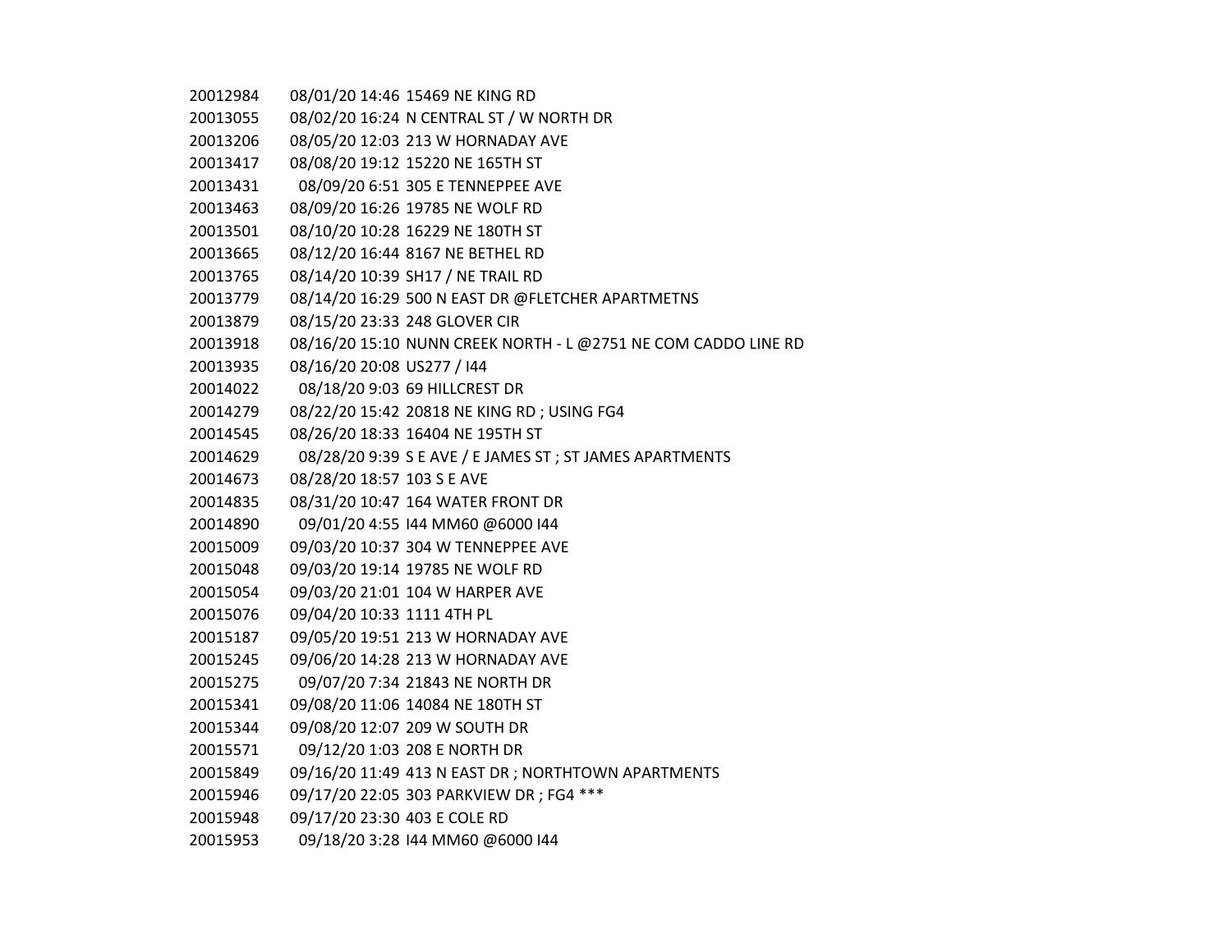| | | |
|---|---|---|
| 20012984 | 08/01/20 14:46 | 15469 NE KING RD |
| 20013055 | 08/02/20 16:24 | N CENTRAL ST / W NORTH DR |
| 20013206 | 08/05/20 12:03 | 213 W HORNADAY AVE |
| 20013417 | 08/08/20 19:12 | 15220 NE 165TH ST |
| 20013431 | 08/09/20 6:51 | 305 E TENNEPPEE AVE |
| 20013463 | 08/09/20 16:26 | 19785 NE WOLF RD |
| 20013501 | 08/10/20 10:28 | 16229 NE 180TH ST |
| 20013665 | 08/12/20 16:44 | 8167 NE BETHEL RD |
| 20013765 | 08/14/20 10:39 | SH17 / NE TRAIL RD |
| 20013779 | 08/14/20 16:29 | 500 N EAST DR @FLETCHER APARTMETNS |
| 20013879 | 08/15/20 23:33 | 248 GLOVER CIR |
| 20013918 | 08/16/20 15:10 | NUNN CREEK NORTH - L @2751 NE COM CADDO LINE RD |
| 20013935 | 08/16/20 20:08 | US277 / I44 |
| 20014022 | 08/18/20 9:03 | 69 HILLCREST DR |
| 20014279 | 08/22/20 15:42 | 20818 NE KING RD ; USING FG4 |
| 20014545 | 08/26/20 18:33 | 16404 NE 195TH ST |
| 20014629 | 08/28/20 9:39 | S E AVE / E JAMES ST ; ST JAMES APARTMENTS |
| 20014673 | 08/28/20 18:57 | 103 S E AVE |
| 20014835 | 08/31/20 10:47 | 164 WATER FRONT DR |
| 20014890 | 09/01/20 4:55 | I44 MM60 @6000 I44 |
| 20015009 | 09/03/20 10:37 | 304 W TENNEPPEE AVE |
| 20015048 | 09/03/20 19:14 | 19785 NE WOLF RD |
| 20015054 | 09/03/20 21:01 | 104 W HARPER AVE |
| 20015076 | 09/04/20 10:33 | 1111 4TH PL |
| 20015187 | 09/05/20 19:51 | 213 W HORNADAY AVE |
| 20015245 | 09/06/20 14:28 | 213 W HORNADAY AVE |
| 20015275 | 09/07/20 7:34 | 21843 NE NORTH DR |
| 20015341 | 09/08/20 11:06 | 14084 NE 180TH ST |
| 20015344 | 09/08/20 12:07 | 209 W SOUTH DR |
| 20015571 | 09/12/20 1:03 | 208 E NORTH DR |
| 20015849 | 09/16/20 11:49 | 413 N EAST DR ; NORTHTOWN APARTMENTS |
| 20015946 | 09/17/20 22:05 | 303 PARKVIEW DR ; FG4 *** |
| 20015948 | 09/17/20 23:30 | 403 E COLE RD |
| 20015953 | 09/18/20 3:28 | I44 MM60 @6000 I44 |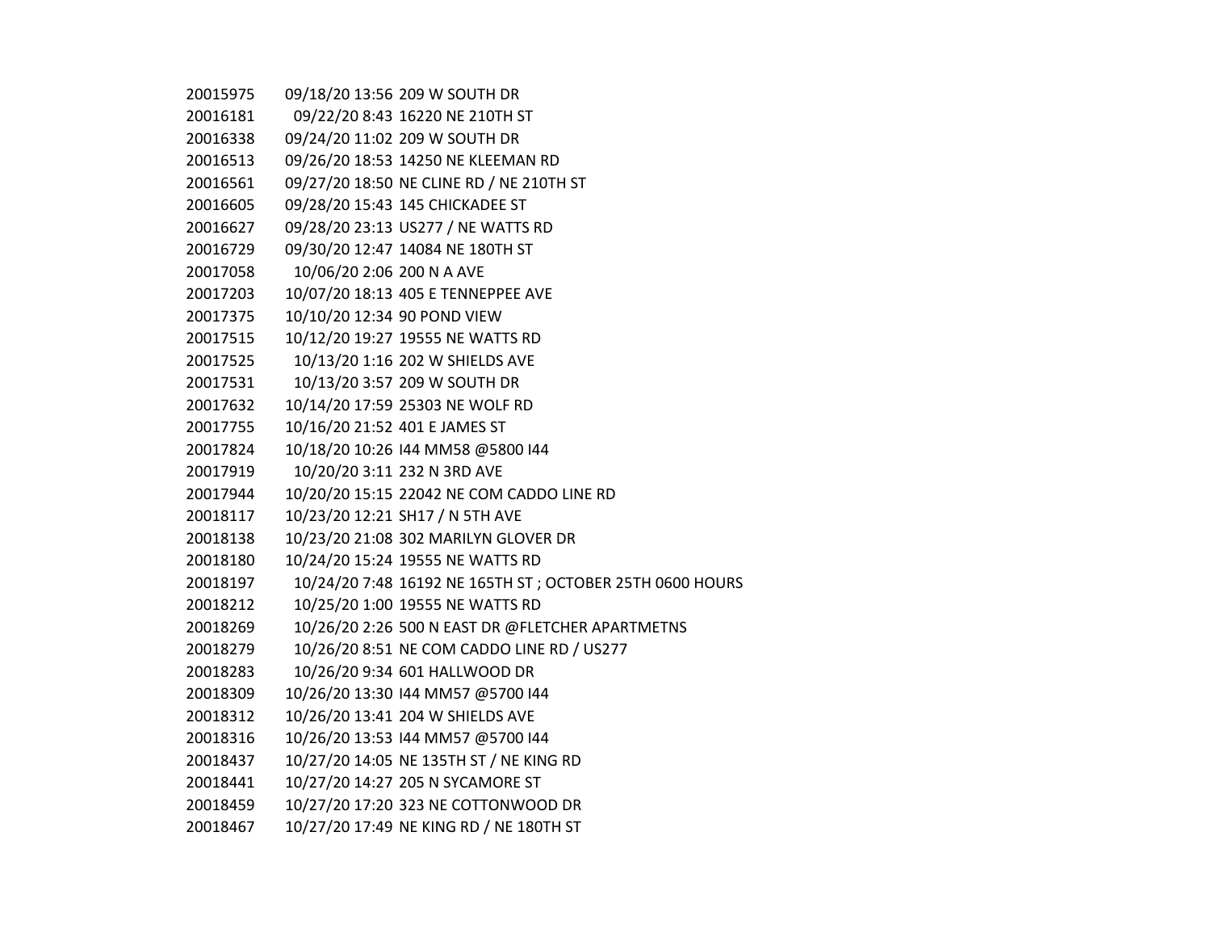| | | |
|---|---|---|
| 20015975 | 09/18/20 13:56 | 209 W SOUTH DR |
| 20016181 | 09/22/20 8:43 | 16220 NE 210TH ST |
| 20016338 | 09/24/20 11:02 | 209 W SOUTH DR |
| 20016513 | 09/26/20 18:53 | 14250 NE KLEEMAN RD |
| 20016561 | 09/27/20 18:50 | NE CLINE RD / NE 210TH ST |
| 20016605 | 09/28/20 15:43 | 145 CHICKADEE ST |
| 20016627 | 09/28/20 23:13 | US277 / NE WATTS RD |
| 20016729 | 09/30/20 12:47 | 14084 NE 180TH ST |
| 20017058 | 10/06/20 2:06 | 200 N A AVE |
| 20017203 | 10/07/20 18:13 | 405 E TENNEPPEE AVE |
| 20017375 | 10/10/20 12:34 | 90 POND VIEW |
| 20017515 | 10/12/20 19:27 | 19555 NE WATTS RD |
| 20017525 | 10/13/20 1:16 | 202 W SHIELDS AVE |
| 20017531 | 10/13/20 3:57 | 209 W SOUTH DR |
| 20017632 | 10/14/20 17:59 | 25303 NE WOLF RD |
| 20017755 | 10/16/20 21:52 | 401 E JAMES ST |
| 20017824 | 10/18/20 10:26 | I44 MM58 @5800 I44 |
| 20017919 | 10/20/20 3:11 | 232 N 3RD AVE |
| 20017944 | 10/20/20 15:15 | 22042 NE COM CADDO LINE RD |
| 20018117 | 10/23/20 12:21 | SH17 / N 5TH AVE |
| 20018138 | 10/23/20 21:08 | 302 MARILYN GLOVER DR |
| 20018180 | 10/24/20 15:24 | 19555 NE WATTS RD |
| 20018197 | 10/24/20 7:48 | 16192 NE 165TH ST ; OCTOBER 25TH 0600 HOURS |
| 20018212 | 10/25/20 1:00 | 19555 NE WATTS RD |
| 20018269 | 10/26/20 2:26 | 500 N EAST DR @FLETCHER APARTMETNS |
| 20018279 | 10/26/20 8:51 | NE COM CADDO LINE RD / US277 |
| 20018283 | 10/26/20 9:34 | 601 HALLWOOD DR |
| 20018309 | 10/26/20 13:30 | I44 MM57 @5700 I44 |
| 20018312 | 10/26/20 13:41 | 204 W SHIELDS AVE |
| 20018316 | 10/26/20 13:53 | I44 MM57 @5700 I44 |
| 20018437 | 10/27/20 14:05 | NE 135TH ST / NE KING RD |
| 20018441 | 10/27/20 14:27 | 205 N SYCAMORE ST |
| 20018459 | 10/27/20 17:20 | 323 NE COTTONWOOD DR |
| 20018467 | 10/27/20 17:49 | NE KING RD / NE 180TH ST |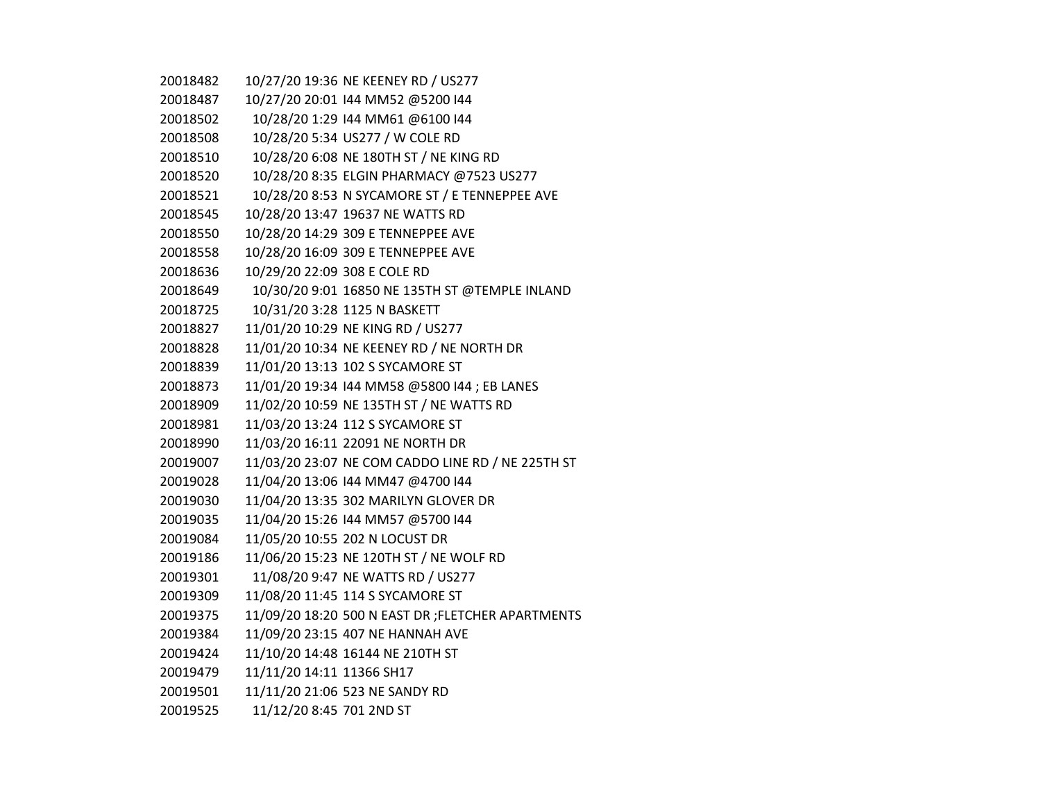| | | |
|---|---|---|
| 20018482 | 10/27/20 19:36 | NE KEENEY RD / US277 |
| 20018487 | 10/27/20 20:01 | I44 MM52 @5200 I44 |
| 20018502 | 10/28/20 1:29 | I44 MM61 @6100 I44 |
| 20018508 | 10/28/20 5:34 | US277 / W COLE RD |
| 20018510 | 10/28/20 6:08 | NE 180TH ST / NE KING RD |
| 20018520 | 10/28/20 8:35 | ELGIN PHARMACY @7523 US277 |
| 20018521 | 10/28/20 8:53 | N SYCAMORE ST / E TENNEPPEE AVE |
| 20018545 | 10/28/20 13:47 | 19637 NE WATTS RD |
| 20018550 | 10/28/20 14:29 | 309 E TENNEPPEE AVE |
| 20018558 | 10/28/20 16:09 | 309 E TENNEPPEE AVE |
| 20018636 | 10/29/20 22:09 | 308 E COLE RD |
| 20018649 | 10/30/20 9:01 | 16850 NE 135TH ST @TEMPLE INLAND |
| 20018725 | 10/31/20 3:28 | 1125 N BASKETT |
| 20018827 | 11/01/20 10:29 | NE KING RD / US277 |
| 20018828 | 11/01/20 10:34 | NE KEENEY RD / NE NORTH DR |
| 20018839 | 11/01/20 13:13 | 102 S SYCAMORE ST |
| 20018873 | 11/01/20 19:34 | I44 MM58 @5800 I44 ; EB LANES |
| 20018909 | 11/02/20 10:59 | NE 135TH ST / NE WATTS RD |
| 20018981 | 11/03/20 13:24 | 112 S SYCAMORE ST |
| 20018990 | 11/03/20 16:11 | 22091 NE NORTH DR |
| 20019007 | 11/03/20 23:07 | NE COM CADDO LINE RD / NE 225TH ST |
| 20019028 | 11/04/20 13:06 | I44 MM47 @4700 I44 |
| 20019030 | 11/04/20 13:35 | 302 MARILYN GLOVER DR |
| 20019035 | 11/04/20 15:26 | I44 MM57 @5700 I44 |
| 20019084 | 11/05/20 10:55 | 202 N LOCUST DR |
| 20019186 | 11/06/20 15:23 | NE 120TH ST / NE WOLF RD |
| 20019301 | 11/08/20 9:47 | NE WATTS RD / US277 |
| 20019309 | 11/08/20 11:45 | 114 S SYCAMORE ST |
| 20019375 | 11/09/20 18:20 | 500 N EAST DR ;FLETCHER APARTMENTS |
| 20019384 | 11/09/20 23:15 | 407 NE HANNAH AVE |
| 20019424 | 11/10/20 14:48 | 16144 NE 210TH ST |
| 20019479 | 11/11/20 14:11 | 11366 SH17 |
| 20019501 | 11/11/20 21:06 | 523 NE SANDY RD |
| 20019525 | 11/12/20 8:45 | 701 2ND ST |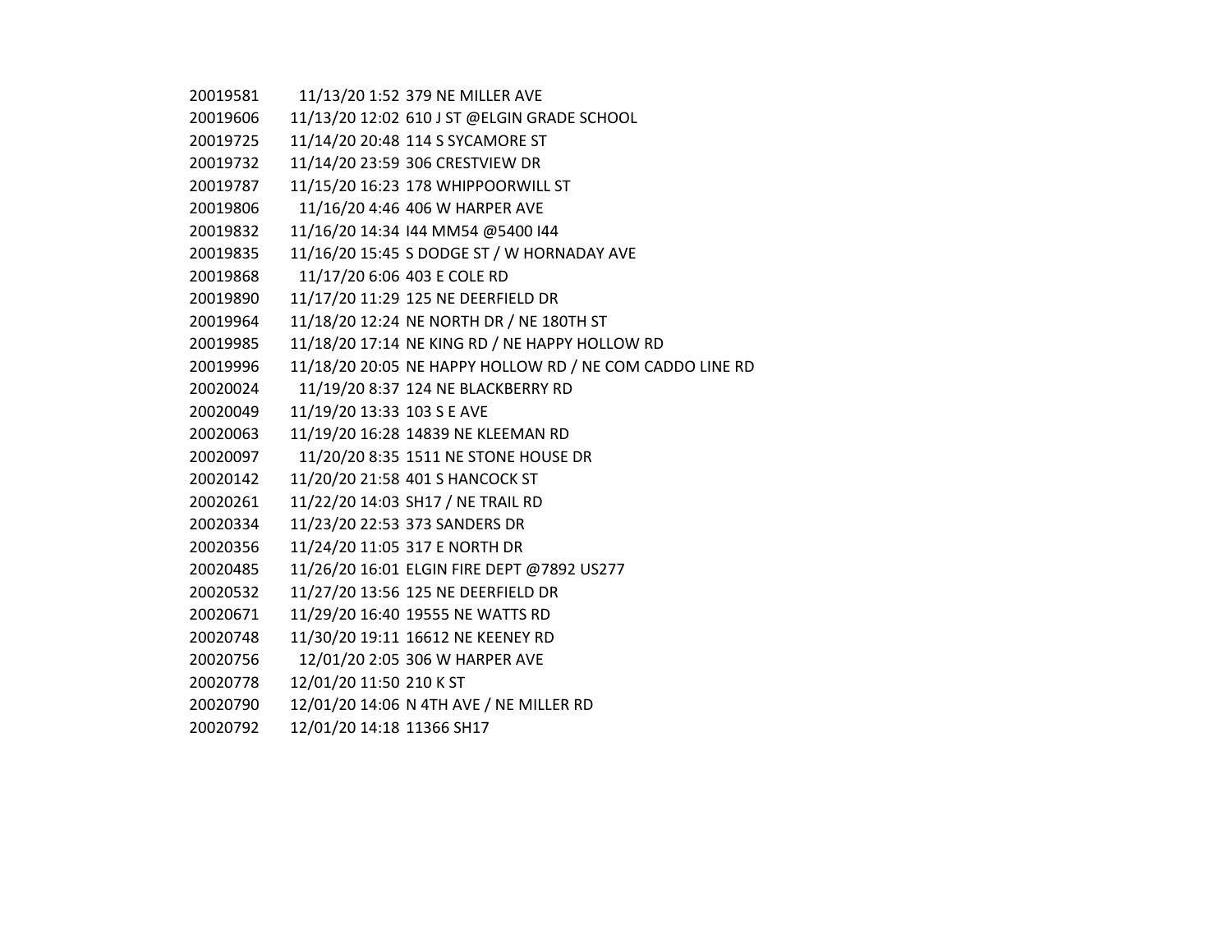| | | |
|---|---|---|
| 20019581 | 11/13/20 1:52 | 379 NE MILLER AVE |
| 20019606 | 11/13/20 12:02 | 610 J ST @ELGIN GRADE SCHOOL |
| 20019725 | 11/14/20 20:48 | 114 S SYCAMORE ST |
| 20019732 | 11/14/20 23:59 | 306 CRESTVIEW DR |
| 20019787 | 11/15/20 16:23 | 178 WHIPPOORWILL ST |
| 20019806 | 11/16/20 4:46 | 406 W HARPER AVE |
| 20019832 | 11/16/20 14:34 | I44 MM54 @5400 I44 |
| 20019835 | 11/16/20 15:45 | S DODGE ST / W HORNADAY AVE |
| 20019868 | 11/17/20 6:06 | 403 E COLE RD |
| 20019890 | 11/17/20 11:29 | 125 NE DEERFIELD DR |
| 20019964 | 11/18/20 12:24 | NE NORTH DR / NE 180TH ST |
| 20019985 | 11/18/20 17:14 | NE KING RD / NE HAPPY HOLLOW RD |
| 20019996 | 11/18/20 20:05 | NE HAPPY HOLLOW RD / NE COM CADDO LINE RD |
| 20020024 | 11/19/20 8:37 | 124 NE BLACKBERRY RD |
| 20020049 | 11/19/20 13:33 | 103 S E AVE |
| 20020063 | 11/19/20 16:28 | 14839 NE KLEEMAN RD |
| 20020097 | 11/20/20 8:35 | 1511 NE STONE HOUSE DR |
| 20020142 | 11/20/20 21:58 | 401 S HANCOCK ST |
| 20020261 | 11/22/20 14:03 | SH17 / NE TRAIL RD |
| 20020334 | 11/23/20 22:53 | 373 SANDERS DR |
| 20020356 | 11/24/20 11:05 | 317 E NORTH DR |
| 20020485 | 11/26/20 16:01 | ELGIN FIRE DEPT @7892 US277 |
| 20020532 | 11/27/20 13:56 | 125 NE DEERFIELD DR |
| 20020671 | 11/29/20 16:40 | 19555 NE WATTS RD |
| 20020748 | 11/30/20 19:11 | 16612 NE KEENEY RD |
| 20020756 | 12/01/20 2:05 | 306 W HARPER AVE |
| 20020778 | 12/01/20 11:50 | 210 K ST |
| 20020790 | 12/01/20 14:06 | N 4TH AVE / NE MILLER RD |
| 20020792 | 12/01/20 14:18 | 11366 SH17 |